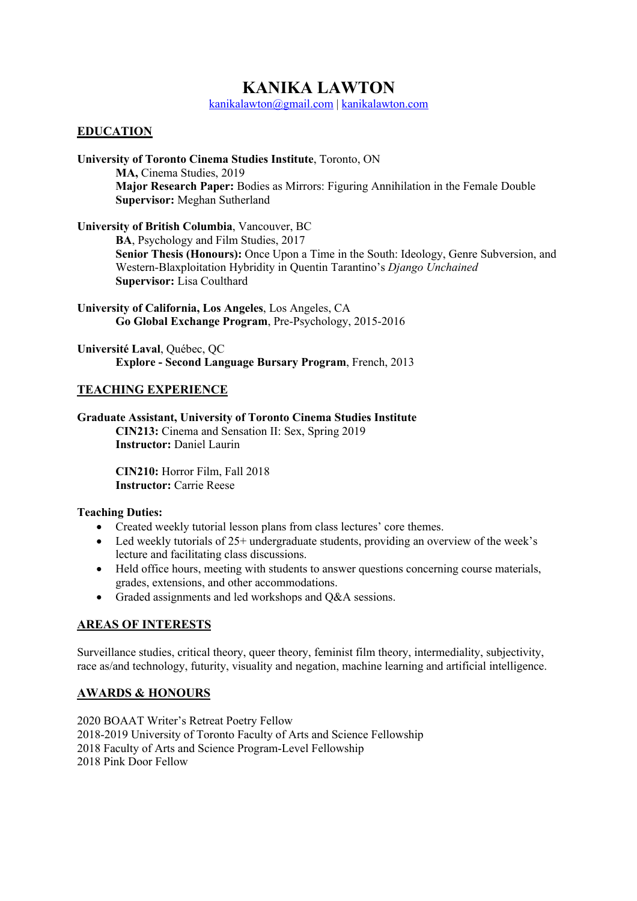# KANIKA LAWTON

kanikalawton@gmail.com | kanikalawton.com

## EDUCATION

**University of Toronto Cinema Studies Institute**, Toronto, ON
**MA,** Cinema Studies, 2019
**Major Research Paper:** Bodies as Mirrors: Figuring Annihilation in the Female Double
**Supervisor:** Meghan Sutherland

**University of British Columbia**, Vancouver, BC
**BA**, Psychology and Film Studies, 2017
**Senior Thesis (Honours):** Once Upon a Time in the South: Ideology, Genre Subversion, and Western-Blaxploitation Hybridity in Quentin Tarantino's *Django Unchained*
**Supervisor:** Lisa Coulthard

**University of California, Los Angeles**, Los Angeles, CA
**Go Global Exchange Program**, Pre-Psychology, 2015-2016

**Université Laval**, Québec, QC
**Explore - Second Language Bursary Program**, French, 2013

## TEACHING EXPERIENCE

**Graduate Assistant, University of Toronto Cinema Studies Institute**
**CIN213:** Cinema and Sensation II: Sex, Spring 2019
**Instructor:** Daniel Laurin

**CIN210:** Horror Film, Fall 2018
**Instructor:** Carrie Reese

**Teaching Duties:**

- Created weekly tutorial lesson plans from class lectures' core themes.
- Led weekly tutorials of 25+ undergraduate students, providing an overview of the week's lecture and facilitating class discussions.
- Held office hours, meeting with students to answer questions concerning course materials, grades, extensions, and other accommodations.
- Graded assignments and led workshops and Q&A sessions.

## AREAS OF INTERESTS

Surveillance studies, critical theory, queer theory, feminist film theory, intermediality, subjectivity, race as/and technology, futurity, visuality and negation, machine learning and artificial intelligence.

## AWARDS & HONOURS

2020 BOAAT Writer's Retreat Poetry Fellow
2018-2019 University of Toronto Faculty of Arts and Science Fellowship
2018 Faculty of Arts and Science Program-Level Fellowship
2018 Pink Door Fellow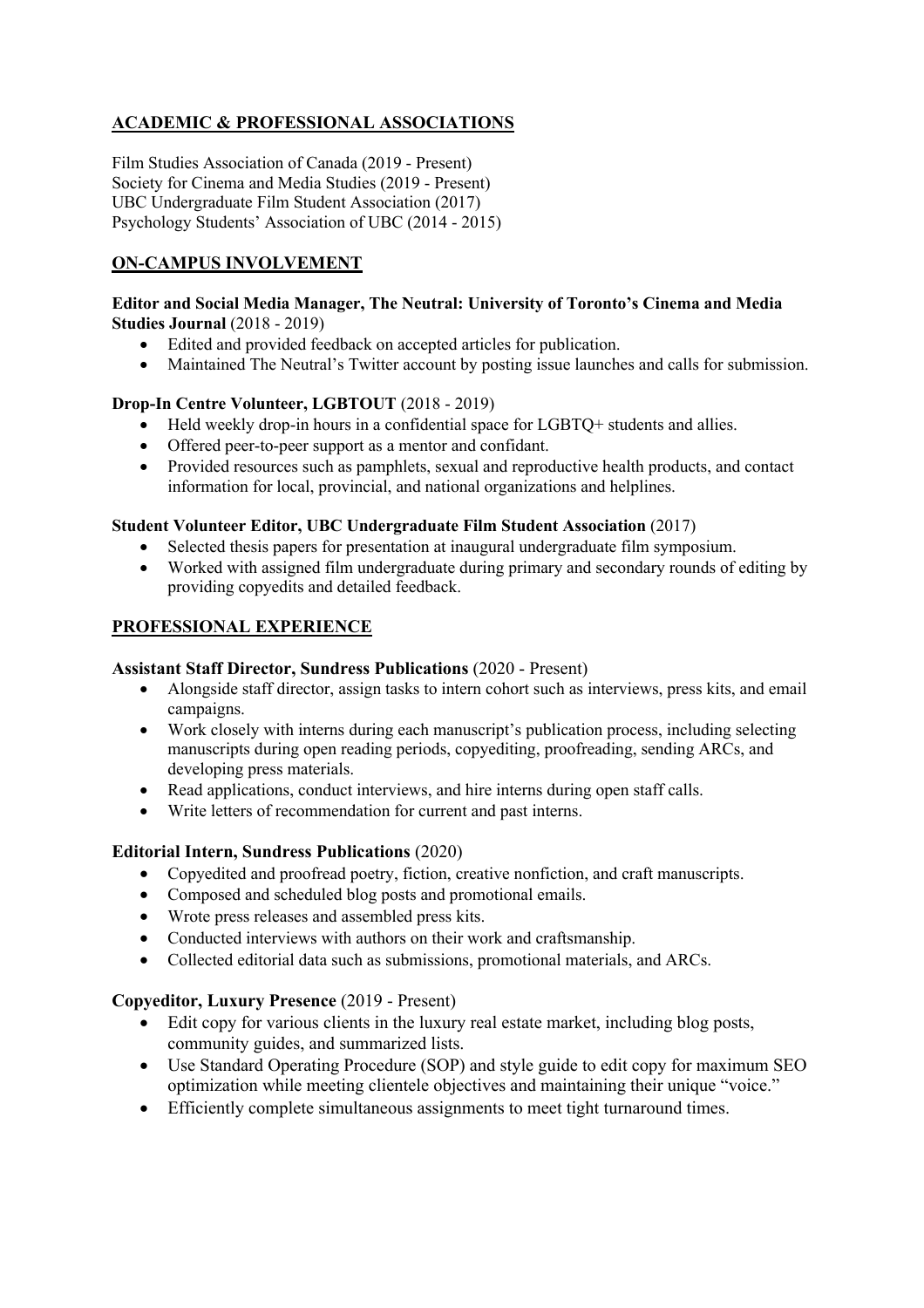## ACADEMIC & PROFESSIONAL ASSOCIATIONS

Film Studies Association of Canada (2019 - Present)
Society for Cinema and Media Studies (2019 - Present)
UBC Undergraduate Film Student Association (2017)
Psychology Students' Association of UBC (2014 - 2015)

## ON-CAMPUS INVOLVEMENT

**Editor and Social Media Manager, The Neutral: University of Toronto's Cinema and Media Studies Journal** (2018 - 2019)

- Edited and provided feedback on accepted articles for publication.
- Maintained The Neutral's Twitter account by posting issue launches and calls for submission.

**Drop-In Centre Volunteer, LGBTOUT** (2018 - 2019)

- Held weekly drop-in hours in a confidential space for LGBTQ+ students and allies.
- Offered peer-to-peer support as a mentor and confidant.
- Provided resources such as pamphlets, sexual and reproductive health products, and contact information for local, provincial, and national organizations and helplines.

**Student Volunteer Editor, UBC Undergraduate Film Student Association** (2017)

- Selected thesis papers for presentation at inaugural undergraduate film symposium.
- Worked with assigned film undergraduate during primary and secondary rounds of editing by providing copyedits and detailed feedback.

## PROFESSIONAL EXPERIENCE

**Assistant Staff Director, Sundress Publications** (2020 - Present)

- Alongside staff director, assign tasks to intern cohort such as interviews, press kits, and email campaigns.
- Work closely with interns during each manuscript's publication process, including selecting manuscripts during open reading periods, copyediting, proofreading, sending ARCs, and developing press materials.
- Read applications, conduct interviews, and hire interns during open staff calls.
- Write letters of recommendation for current and past interns.

**Editorial Intern, Sundress Publications** (2020)

- Copyedited and proofread poetry, fiction, creative nonfiction, and craft manuscripts.
- Composed and scheduled blog posts and promotional emails.
- Wrote press releases and assembled press kits.
- Conducted interviews with authors on their work and craftsmanship.
- Collected editorial data such as submissions, promotional materials, and ARCs.

**Copyeditor, Luxury Presence** (2019 - Present)

- Edit copy for various clients in the luxury real estate market, including blog posts, community guides, and summarized lists.
- Use Standard Operating Procedure (SOP) and style guide to edit copy for maximum SEO optimization while meeting clientele objectives and maintaining their unique "voice."
- Efficiently complete simultaneous assignments to meet tight turnaround times.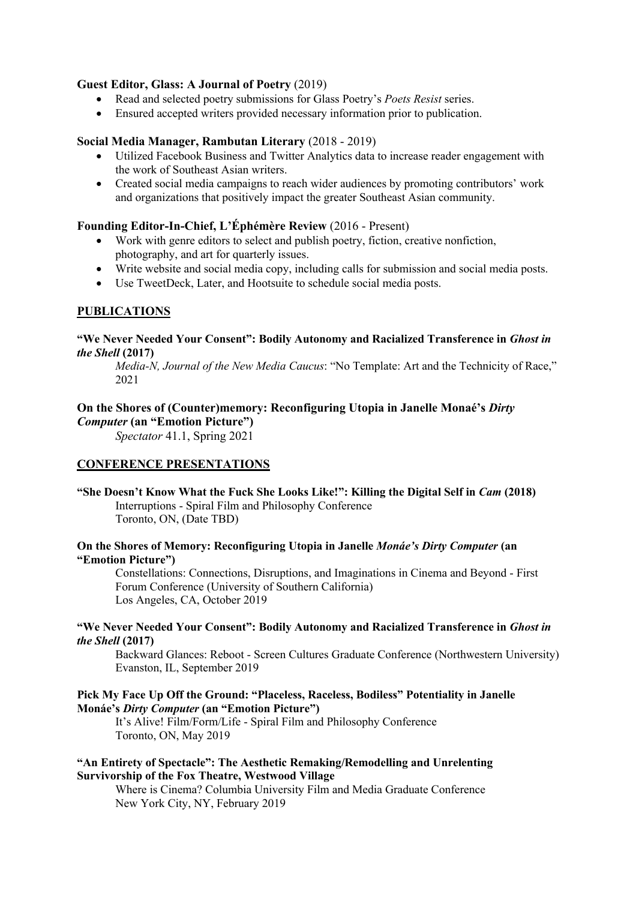**Guest Editor, Glass: A Journal of Poetry** (2019)

- Read and selected poetry submissions for Glass Poetry's *Poets Resist* series.
- Ensured accepted writers provided necessary information prior to publication.

**Social Media Manager, Rambutan Literary** (2018 - 2019)

- Utilized Facebook Business and Twitter Analytics data to increase reader engagement with the work of Southeast Asian writers.
- Created social media campaigns to reach wider audiences by promoting contributors' work and organizations that positively impact the greater Southeast Asian community.

**Founding Editor-In-Chief, L'Éphémère Review** (2016 - Present)

- Work with genre editors to select and publish poetry, fiction, creative nonfiction, photography, and art for quarterly issues.
- Write website and social media copy, including calls for submission and social media posts.
- Use TweetDeck, Later, and Hootsuite to schedule social media posts.

## PUBLICATIONS

**"We Never Needed Your Consent": Bodily Autonomy and Racialized Transference in *Ghost in the Shell* (2017)**

*Media-N, Journal of the New Media Caucus*: "No Template: Art and the Technicity of Race," 2021

**On the Shores of (Counter)memory: Reconfiguring Utopia in Janelle Monaé's *Dirty Computer* (an "Emotion Picture")**

*Spectator* 41.1, Spring 2021

## CONFERENCE PRESENTATIONS

**"She Doesn't Know What the Fuck She Looks Like!": Killing the Digital Self in *Cam* (2018)**

Interruptions - Spiral Film and Philosophy Conference
Toronto, ON, (Date TBD)

**On the Shores of Memory: Reconfiguring Utopia in Janelle *Monáe's Dirty Computer* (an "Emotion Picture")**

Constellations: Connections, Disruptions, and Imaginations in Cinema and Beyond - First Forum Conference (University of Southern California)
Los Angeles, CA, October 2019

**"We Never Needed Your Consent": Bodily Autonomy and Racialized Transference in *Ghost in the Shell* (2017)**

Backward Glances: Reboot - Screen Cultures Graduate Conference (Northwestern University)
Evanston, IL, September 2019

**Pick My Face Up Off the Ground: "Placeless, Raceless, Bodiless" Potentiality in Janelle Monáe's *Dirty Computer* (an "Emotion Picture")**

It's Alive! Film/Form/Life - Spiral Film and Philosophy Conference
Toronto, ON, May 2019

**"An Entirety of Spectacle": The Aesthetic Remaking/Remodelling and Unrelenting Survivorship of the Fox Theatre, Westwood Village**

Where is Cinema? Columbia University Film and Media Graduate Conference
New York City, NY, February 2019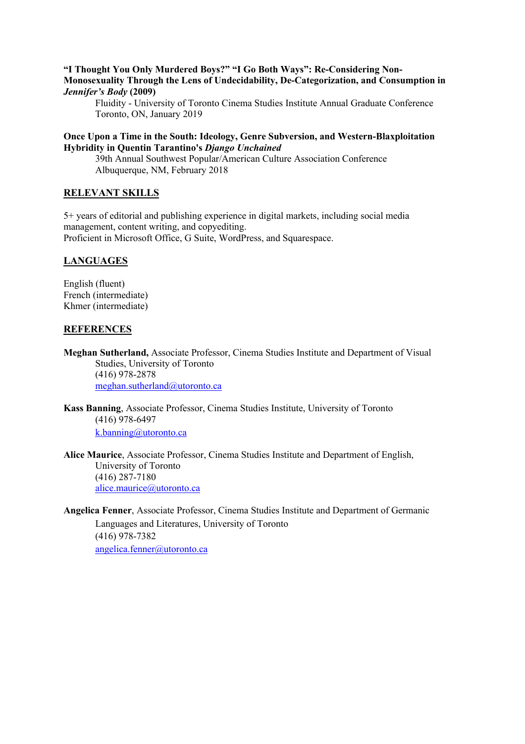**"I Thought You Only Murdered Boys?" "I Go Both Ways": Re-Considering Non-Monosexuality Through the Lens of Undecidability, De-Categorization, and Consumption in *Jennifer's Body* (2009)**
Fluidity - University of Toronto Cinema Studies Institute Annual Graduate Conference
Toronto, ON, January 2019

**Once Upon a Time in the South: Ideology, Genre Subversion, and Western-Blaxploitation Hybridity in Quentin Tarantino's *Django Unchained***
39th Annual Southwest Popular/American Culture Association Conference
Albuquerque, NM, February 2018

## RELEVANT SKILLS

5+ years of editorial and publishing experience in digital markets, including social media management, content writing, and copyediting.
Proficient in Microsoft Office, G Suite, WordPress, and Squarespace.

## LANGUAGES

English (fluent)
French (intermediate)
Khmer (intermediate)

## REFERENCES

**Meghan Sutherland,** Associate Professor, Cinema Studies Institute and Department of Visual Studies, University of Toronto
(416) 978-2878
meghan.sutherland@utoronto.ca

**Kass Banning**, Associate Professor, Cinema Studies Institute, University of Toronto
(416) 978-6497
k.banning@utoronto.ca

**Alice Maurice**, Associate Professor, Cinema Studies Institute and Department of English, University of Toronto
(416) 287-7180
alice.maurice@utoronto.ca

**Angelica Fenner**, Associate Professor, Cinema Studies Institute and Department of Germanic Languages and Literatures, University of Toronto
(416) 978-7382
angelica.fenner@utoronto.ca